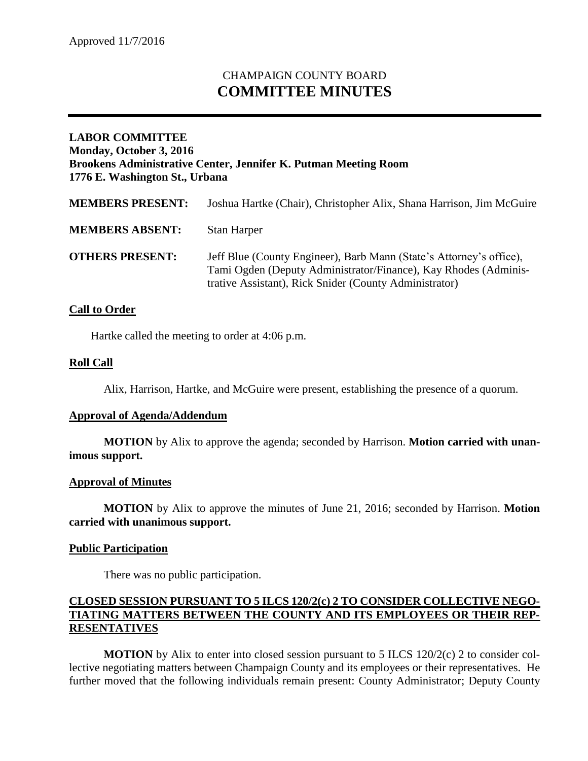Approved 11/7/2016

# CHAMPAIGN COUNTY BOARD
# COMMITTEE MINUTES

---

**LABOR COMMITTEE**
**Monday, October 3, 2016**
**Brookens Administrative Center, Jennifer K. Putman Meeting Room**
**1776 E. Washington St., Urbana**

**MEMBERS PRESENT:** Joshua Hartke (Chair), Christopher Alix, Shana Harrison, Jim McGuire

**MEMBERS ABSENT:** Stan Harper

**OTHERS PRESENT:** Jeff Blue (County Engineer), Barb Mann (State's Attorney's office), Tami Ogden (Deputy Administrator/Finance), Kay Rhodes (Administrative Assistant), Rick Snider (County Administrator)

## Call to Order

Hartke called the meeting to order at 4:06 p.m.

## Roll Call

Alix, Harrison, Hartke, and McGuire were present, establishing the presence of a quorum.

## Approval of Agenda/Addendum

**MOTION** by Alix to approve the agenda; seconded by Harrison. **Motion carried with unanimous support.**

## Approval of Minutes

**MOTION** by Alix to approve the minutes of June 21, 2016; seconded by Harrison. **Motion carried with unanimous support.**

## Public Participation

There was no public participation.

## CLOSED SESSION PURSUANT TO 5 ILCS 120/2(c) 2 TO CONSIDER COLLECTIVE NEGOTIATING MATTERS BETWEEN THE COUNTY AND ITS EMPLOYEES OR THEIR REPRESENTATIVES

**MOTION** by Alix to enter into closed session pursuant to 5 ILCS 120/2(c) 2 to consider collective negotiating matters between Champaign County and its employees or their representatives. He further moved that the following individuals remain present: County Administrator; Deputy County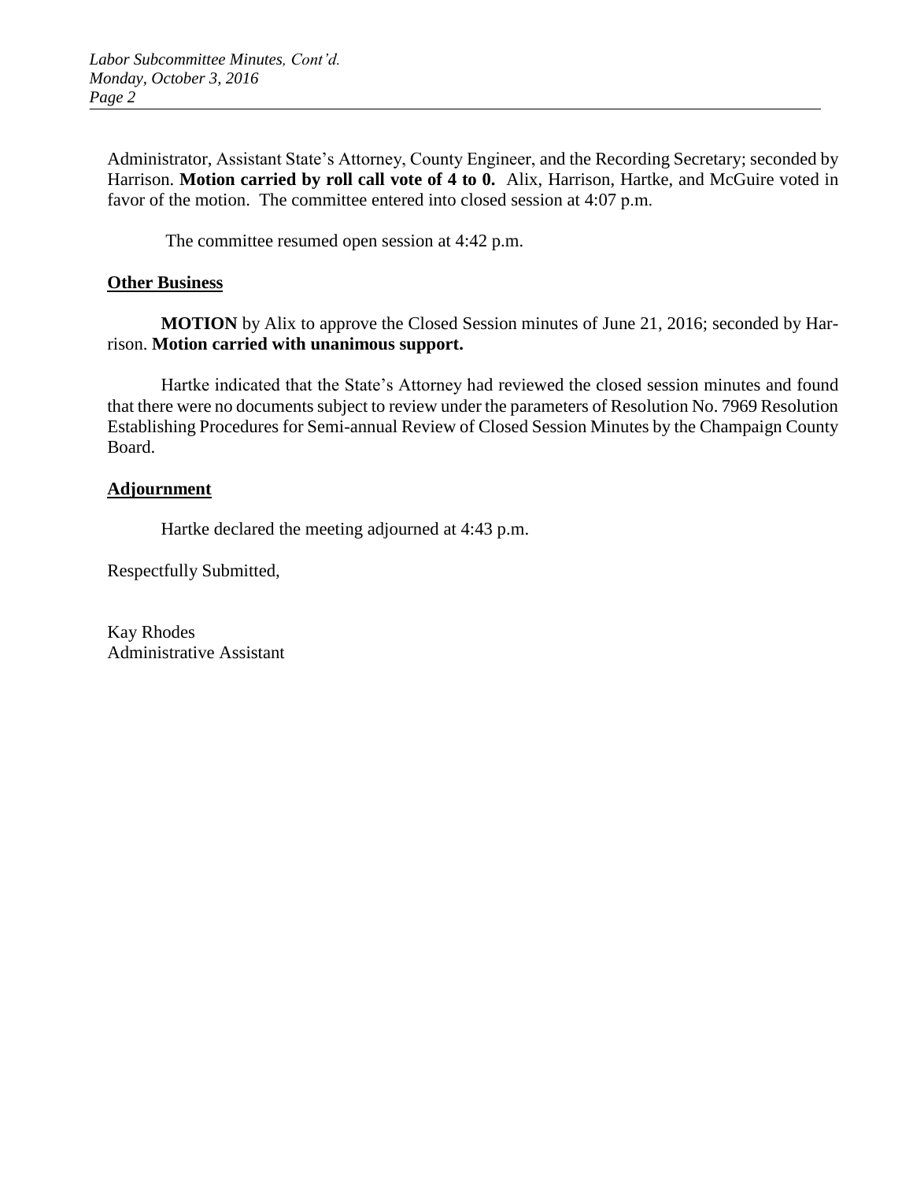Administrator, Assistant State's Attorney, County Engineer, and the Recording Secretary; seconded by Harrison. **Motion carried by roll call vote of 4 to 0.** Alix, Harrison, Hartke, and McGuire voted in favor of the motion. The committee entered into closed session at 4:07 p.m.

The committee resumed open session at 4:42 p.m.

## Other Business

**MOTION** by Alix to approve the Closed Session minutes of June 21, 2016; seconded by Harrison. **Motion carried with unanimous support.**

Hartke indicated that the State's Attorney had reviewed the closed session minutes and found that there were no documents subject to review under the parameters of Resolution No. 7969 Resolution Establishing Procedures for Semi-annual Review of Closed Session Minutes by the Champaign County Board.

## Adjournment

Hartke declared the meeting adjourned at 4:43 p.m.

Respectfully Submitted,

Kay Rhodes
Administrative Assistant